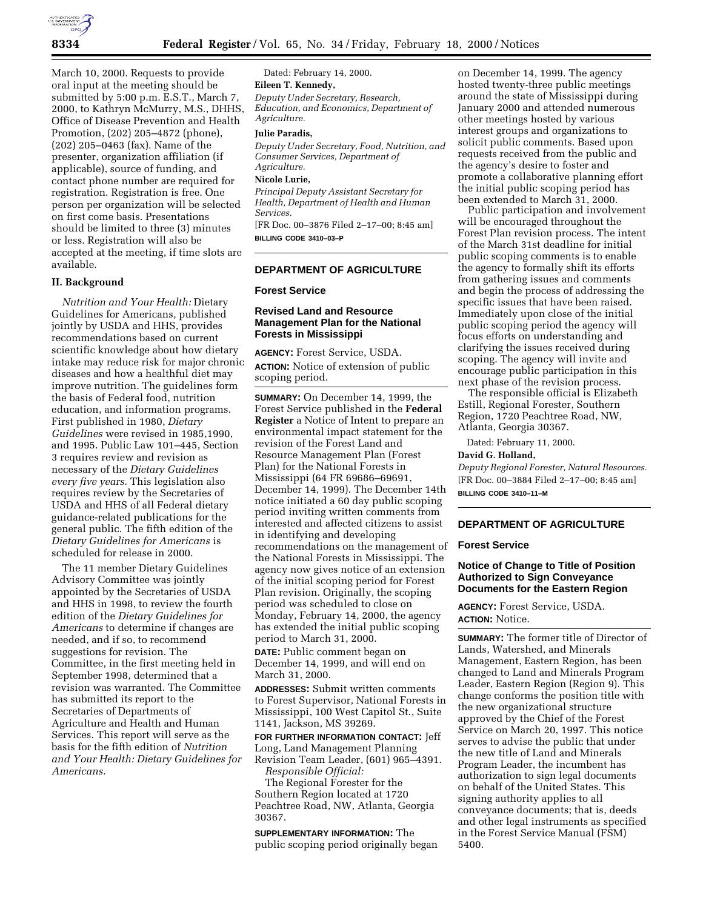March 10, 2000. Requests to provide oral input at the meeting should be submitted by 5:00 p.m. E.S.T., March 7, 2000, to Kathryn McMurry, M.S., DHHS, Office of Disease Prevention and Health Promotion, (202) 205–4872 (phone), (202) 205–0463 (fax). Name of the presenter, organization affiliation (if applicable), source of funding, and contact phone number are required for registration. Registration is free. One person per organization will be selected on first come basis. Presentations should be limited to three (3) minutes or less. Registration will also be accepted at the meeting, if time slots are available.

### II. Background

*Nutrition and Your Health:* Dietary Guidelines for Americans, published jointly by USDA and HHS, provides recommendations based on current scientific knowledge about how dietary intake may reduce risk for major chronic diseases and how a healthful diet may improve nutrition. The guidelines form the basis of Federal food, nutrition education, and information programs. First published in 1980, *Dietary Guidelines* were revised in 1985,1990, and 1995. Public Law 101–445, Section 3 requires review and revision as necessary of the *Dietary Guidelines every five years.* This legislation also requires review by the Secretaries of USDA and HHS of all Federal dietary guidance-related publications for the general public. The fifth edition of the *Dietary Guidelines for Americans* is scheduled for release in 2000.

The 11 member Dietary Guidelines Advisory Committee was jointly appointed by the Secretaries of USDA and HHS in 1998, to review the fourth edition of the *Dietary Guidelines for Americans* to determine if changes are needed, and if so, to recommend suggestions for revision. The Committee, in the first meeting held in September 1998, determined that a revision was warranted. The Committee has submitted its report to the Secretaries of Departments of Agriculture and Health and Human Services. This report will serve as the basis for the fifth edition of *Nutrition and Your Health: Dietary Guidelines for Americans.*

Dated: February 14, 2000.

**Eileen T. Kennedy,**

*Deputy Under Secretary, Research, Education, and Economics, Department of Agriculture.*

**Julie Paradis,**

*Deputy Under Secretary, Food, Nutrition, and Consumer Services, Department of Agriculture.*

**Nicole Lurie,**

*Principal Deputy Assistant Secretary for Health, Department of Health and Human Services.*

[FR Doc. 00–3876 Filed 2–17–00; 8:45 am]

**BILLING CODE 3410–03–P**

## DEPARTMENT OF AGRICULTURE

### Forest Service

### Revised Land and Resource Management Plan for the National Forests in Mississippi

**AGENCY:** Forest Service, USDA.

**ACTION:** Notice of extension of public scoping period.

**SUMMARY:** On December 14, 1999, the Forest Service published in the **Federal Register** a Notice of Intent to prepare an environmental impact statement for the revision of the Forest Land and Resource Management Plan (Forest Plan) for the National Forests in Mississippi (64 FR 69686–69691, December 14, 1999). The December 14th notice initiated a 60 day public scoping period inviting written comments from interested and affected citizens to assist in identifying and developing recommendations on the management of the National Forests in Mississippi. The agency now gives notice of an extension of the initial scoping period for Forest Plan revision. Originally, the scoping period was scheduled to close on Monday, February 14, 2000, the agency has extended the initial public scoping period to March 31, 2000.

**DATE:** Public comment began on December 14, 1999, and will end on March 31, 2000.

**ADDRESSES:** Submit written comments to Forest Supervisor, National Forests in Mississippi, 100 West Capitol St., Suite 1141, Jackson, MS 39269.

**FOR FURTHER INFORMATION CONTACT:** Jeff Long, Land Management Planning Revision Team Leader, (601) 965–4391.

*Responsible Official:*

The Regional Forester for the Southern Region located at 1720 Peachtree Road, NW, Atlanta, Georgia 30367.

**SUPPLEMENTARY INFORMATION:** The public scoping period originally began on December 14, 1999. The agency hosted twenty-three public meetings around the state of Mississippi during January 2000 and attended numerous other meetings hosted by various interest groups and organizations to solicit public comments. Based upon requests received from the public and the agency's desire to foster and promote a collaborative planning effort the initial public scoping period has been extended to March 31, 2000.

Public participation and involvement will be encouraged throughout the Forest Plan revision process. The intent of the March 31st deadline for initial public scoping comments is to enable the agency to formally shift its efforts from gathering issues and comments and begin the process of addressing the specific issues that have been raised. Immediately upon close of the initial public scoping period the agency will focus efforts on understanding and clarifying the issues received during scoping. The agency will invite and encourage public participation in this next phase of the revision process.

The responsible official is Elizabeth Estill, Regional Forester, Southern Region, 1720 Peachtree Road, NW, Atlanta, Georgia 30367.

Dated: February 11, 2000.

**David G. Holland,**

*Deputy Regional Forester, Natural Resources.*

[FR Doc. 00–3884 Filed 2–17–00; 8:45 am]

**BILLING CODE 3410–11–M**

## DEPARTMENT OF AGRICULTURE

### Forest Service

### Notice of Change to Title of Position Authorized to Sign Conveyance Documents for the Eastern Region

**AGENCY:** Forest Service, USDA.

**ACTION:** Notice.

**SUMMARY:** The former title of Director of Lands, Watershed, and Minerals Management, Eastern Region, has been changed to Land and Minerals Program Leader, Eastern Region (Region 9). This change conforms the position title with the new organizational structure approved by the Chief of the Forest Service on March 20, 1997. This notice serves to advise the public that under the new title of Land and Minerals Program Leader, the incumbent has authorization to sign legal documents on behalf of the United States. This signing authority applies to all conveyance documents; that is, deeds and other legal instruments as specified in the Forest Service Manual (FSM) 5400.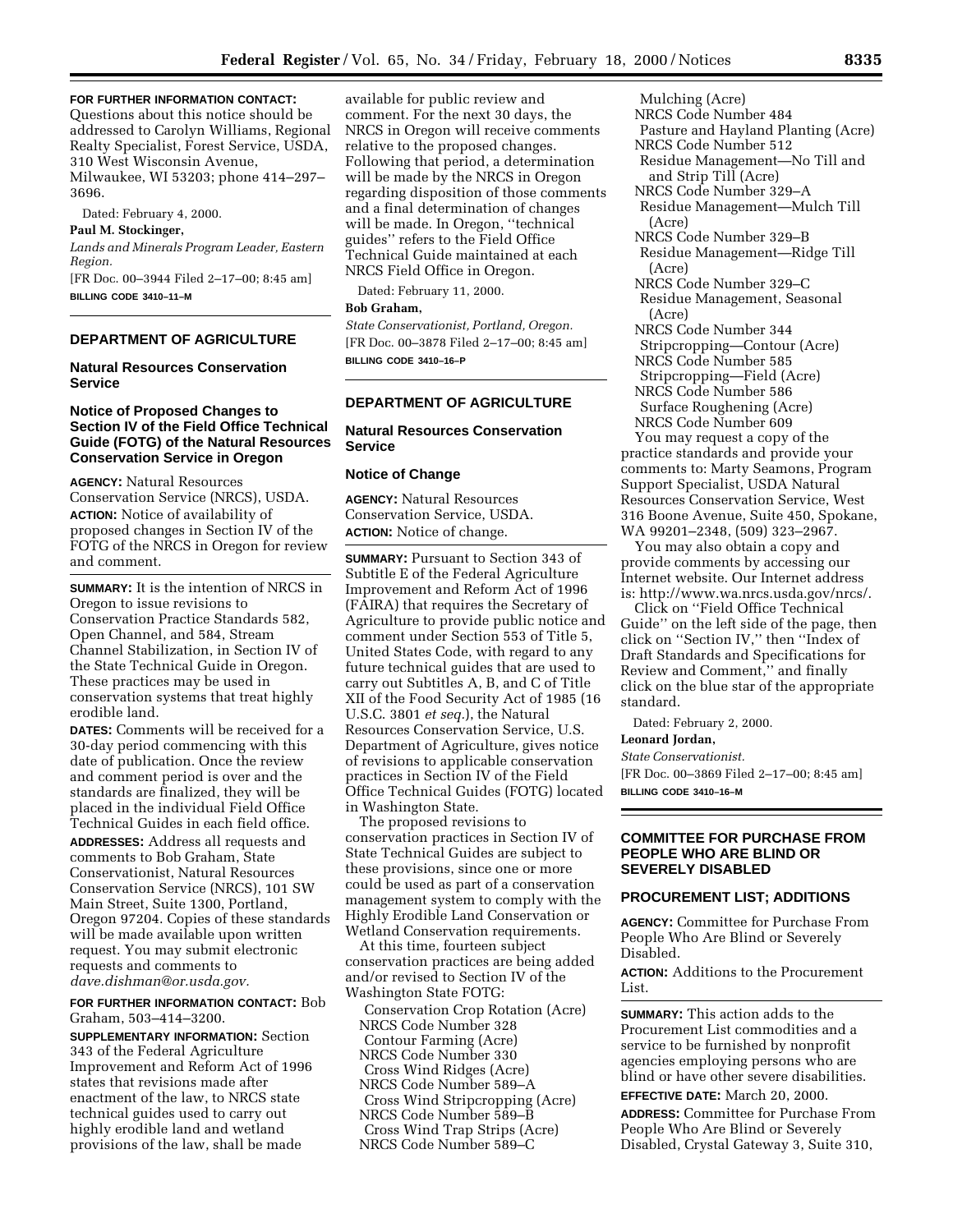**FOR FURTHER INFORMATION CONTACT:** Questions about this notice should be addressed to Carolyn Williams, Regional Realty Specialist, Forest Service, USDA, 310 West Wisconsin Avenue, Milwaukee, WI 53203; phone 414–297–3696.

Dated: February 4, 2000.

**Paul M. Stockinger,**

*Lands and Minerals Program Leader, Eastern Region.*

[FR Doc. 00–3944 Filed 2–17–00; 8:45 am]

**BILLING CODE 3410–11–M**

## DEPARTMENT OF AGRICULTURE

### Natural Resources Conservation Service

### Notice of Proposed Changes to Section IV of the Field Office Technical Guide (FOTG) of the Natural Resources Conservation Service in Oregon

**AGENCY:** Natural Resources Conservation Service (NRCS), USDA.

**ACTION:** Notice of availability of proposed changes in Section IV of the FOTG of the NRCS in Oregon for review and comment.

**SUMMARY:** It is the intention of NRCS in Oregon to issue revisions to Conservation Practice Standards 582, Open Channel, and 584, Stream Channel Stabilization, in Section IV of the State Technical Guide in Oregon. These practices may be used in conservation systems that treat highly erodible land.

**DATES:** Comments will be received for a 30-day period commencing with this date of publication. Once the review and comment period is over and the standards are finalized, they will be placed in the individual Field Office Technical Guides in each field office.

**ADDRESSES:** Address all requests and comments to Bob Graham, State Conservationist, Natural Resources Conservation Service (NRCS), 101 SW Main Street, Suite 1300, Portland, Oregon 97204. Copies of these standards will be made available upon written request. You may submit electronic requests and comments to *dave.dishman@or.usda.gov.*

**FOR FURTHER INFORMATION CONTACT:** Bob Graham, 503–414–3200.

**SUPPLEMENTARY INFORMATION:** Section 343 of the Federal Agriculture Improvement and Reform Act of 1996 states that revisions made after enactment of the law, to NRCS state technical guides used to carry out highly erodible land and wetland provisions of the law, shall be made available for public review and comment. For the next 30 days, the NRCS in Oregon will receive comments relative to the proposed changes. Following that period, a determination will be made by the NRCS in Oregon regarding disposition of those comments and a final determination of changes will be made. In Oregon, "technical guides" refers to the Field Office Technical Guide maintained at each NRCS Field Office in Oregon.

Dated: February 11, 2000.

**Bob Graham,**

*State Conservationist, Portland, Oregon.*

[FR Doc. 00–3878 Filed 2–17–00; 8:45 am]

**BILLING CODE 3410–16–P**

## DEPARTMENT OF AGRICULTURE

### Natural Resources Conservation Service

### Notice of Change

**AGENCY:** Natural Resources Conservation Service, USDA.

**ACTION:** Notice of change.

**SUMMARY:** Pursuant to Section 343 of Subtitle E of the Federal Agriculture Improvement and Reform Act of 1996 (FAIRA) that requires the Secretary of Agriculture to provide public notice and comment under Section 553 of Title 5, United States Code, with regard to any future technical guides that are used to carry out Subtitles A, B, and C of Title XII of the Food Security Act of 1985 (16 U.S.C. 3801 *et seq.*), the Natural Resources Conservation Service, U.S. Department of Agriculture, gives notice of revisions to applicable conservation practices in Section IV of the Field Office Technical Guides (FOTG) located in Washington State.

The proposed revisions to conservation practices in Section IV of State Technical Guides are subject to these provisions, since one or more could be used as part of a conservation management system to comply with the Highly Erodible Land Conservation or Wetland Conservation requirements.

At this time, fourteen subject conservation practices are being added and/or revised to Section IV of the Washington State FOTG:

Conservation Crop Rotation (Acre)
NRCS Code Number 328
Contour Farming (Acre)
NRCS Code Number 330
Cross Wind Ridges (Acre)
NRCS Code Number 589–A
Cross Wind Stripcropping (Acre)
NRCS Code Number 589–B
Cross Wind Trap Strips (Acre)
NRCS Code Number 589–C
Mulching (Acre)
NRCS Code Number 484
Pasture and Hayland Planting (Acre)
NRCS Code Number 512
Residue Management—No Till and Strip Till (Acre)
NRCS Code Number 329–A
Residue Management—Mulch Till (Acre)
NRCS Code Number 329–B
Residue Management—Ridge Till (Acre)
NRCS Code Number 329–C
Residue Management, Seasonal (Acre)
NRCS Code Number 344
Stripcropping—Contour (Acre)
NRCS Code Number 585
Stripcropping—Field (Acre)
NRCS Code Number 586
Surface Roughening (Acre)
NRCS Code Number 609

You may request a copy of the practice standards and provide your comments to: Marty Seamons, Program Support Specialist, USDA Natural Resources Conservation Service, West 316 Boone Avenue, Suite 450, Spokane, WA 99201–2348, (509) 323–2967.

You may also obtain a copy and provide comments by accessing our Internet website. Our Internet address is: http://www.wa.nrcs.usda.gov/nrcs/.

Click on "Field Office Technical Guide" on the left side of the page, then click on "Section IV," then "Index of Draft Standards and Specifications for Review and Comment," and finally click on the blue star of the appropriate standard.

Dated: February 2, 2000.

**Leonard Jordan,**

*State Conservationist.*

[FR Doc. 00–3869 Filed 2–17–00; 8:45 am]

**BILLING CODE 3410–16–M**

## COMMITTEE FOR PURCHASE FROM PEOPLE WHO ARE BLIND OR SEVERELY DISABLED

### PROCUREMENT LIST; ADDITIONS

**AGENCY:** Committee for Purchase From People Who Are Blind or Severely Disabled.

**ACTION:** Additions to the Procurement List.

**SUMMARY:** This action adds to the Procurement List commodities and a service to be furnished by nonprofit agencies employing persons who are blind or have other severe disabilities.

**EFFECTIVE DATE:** March 20, 2000.

**ADDRESS:** Committee for Purchase From People Who Are Blind or Severely Disabled, Crystal Gateway 3, Suite 310,